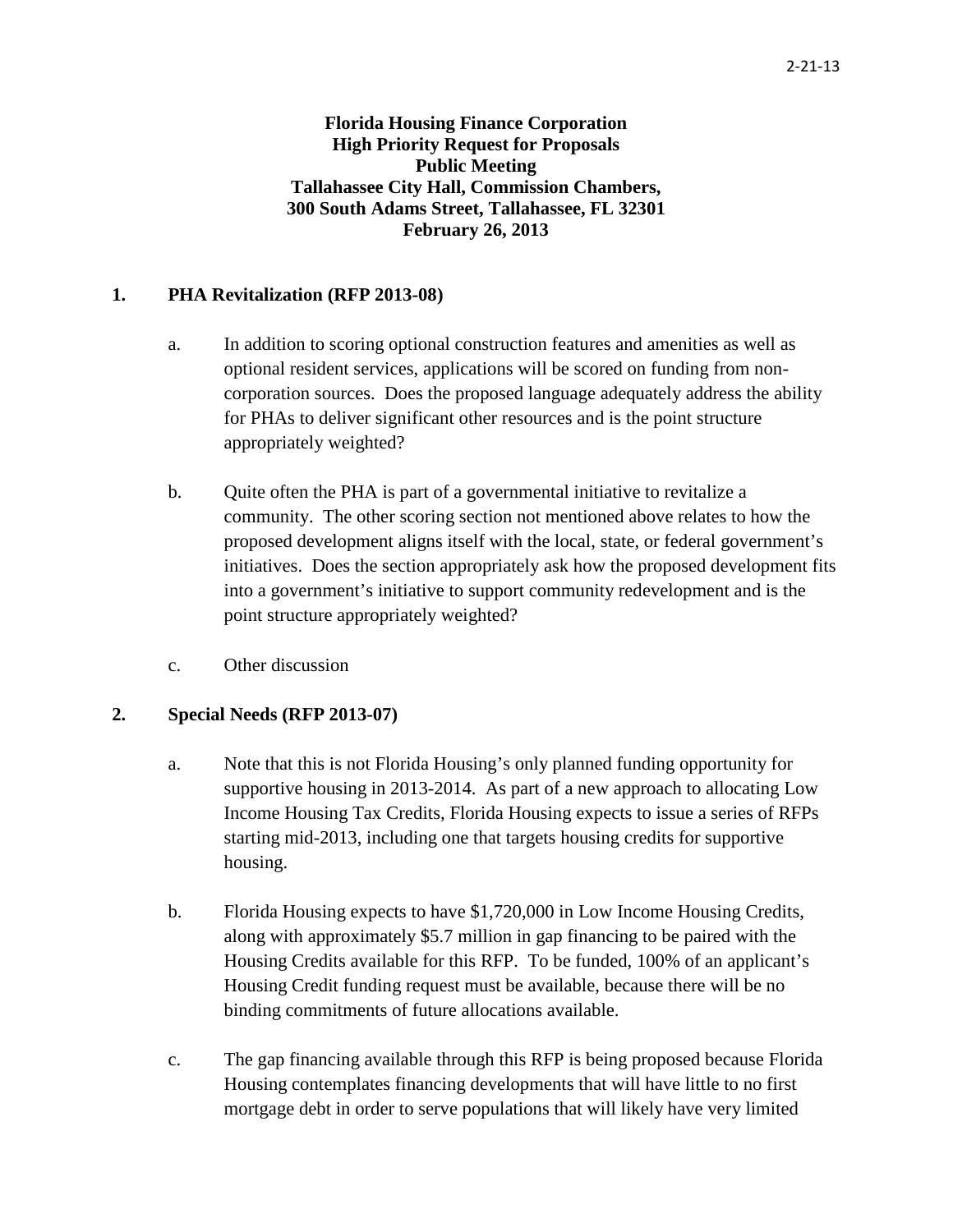2-21-13

**Florida Housing Finance Corporation**
**High Priority Request for Proposals**
**Public Meeting**
**Tallahassee City Hall, Commission Chambers,**
**300 South Adams Street, Tallahassee, FL 32301**
**February 26, 2013**

## 1. PHA Revitalization (RFP 2013-08)

a. In addition to scoring optional construction features and amenities as well as optional resident services, applications will be scored on funding from non-corporation sources. Does the proposed language adequately address the ability for PHAs to deliver significant other resources and is the point structure appropriately weighted?

b. Quite often the PHA is part of a governmental initiative to revitalize a community. The other scoring section not mentioned above relates to how the proposed development aligns itself with the local, state, or federal government's initiatives. Does the section appropriately ask how the proposed development fits into a government's initiative to support community redevelopment and is the point structure appropriately weighted?

c. Other discussion

## 2. Special Needs (RFP 2013-07)

a. Note that this is not Florida Housing's only planned funding opportunity for supportive housing in 2013-2014. As part of a new approach to allocating Low Income Housing Tax Credits, Florida Housing expects to issue a series of RFPs starting mid-2013, including one that targets housing credits for supportive housing.

b. Florida Housing expects to have $1,720,000 in Low Income Housing Credits, along with approximately $5.7 million in gap financing to be paired with the Housing Credits available for this RFP. To be funded, 100% of an applicant's Housing Credit funding request must be available, because there will be no binding commitments of future allocations available.

c. The gap financing available through this RFP is being proposed because Florida Housing contemplates financing developments that will have little to no first mortgage debt in order to serve populations that will likely have very limited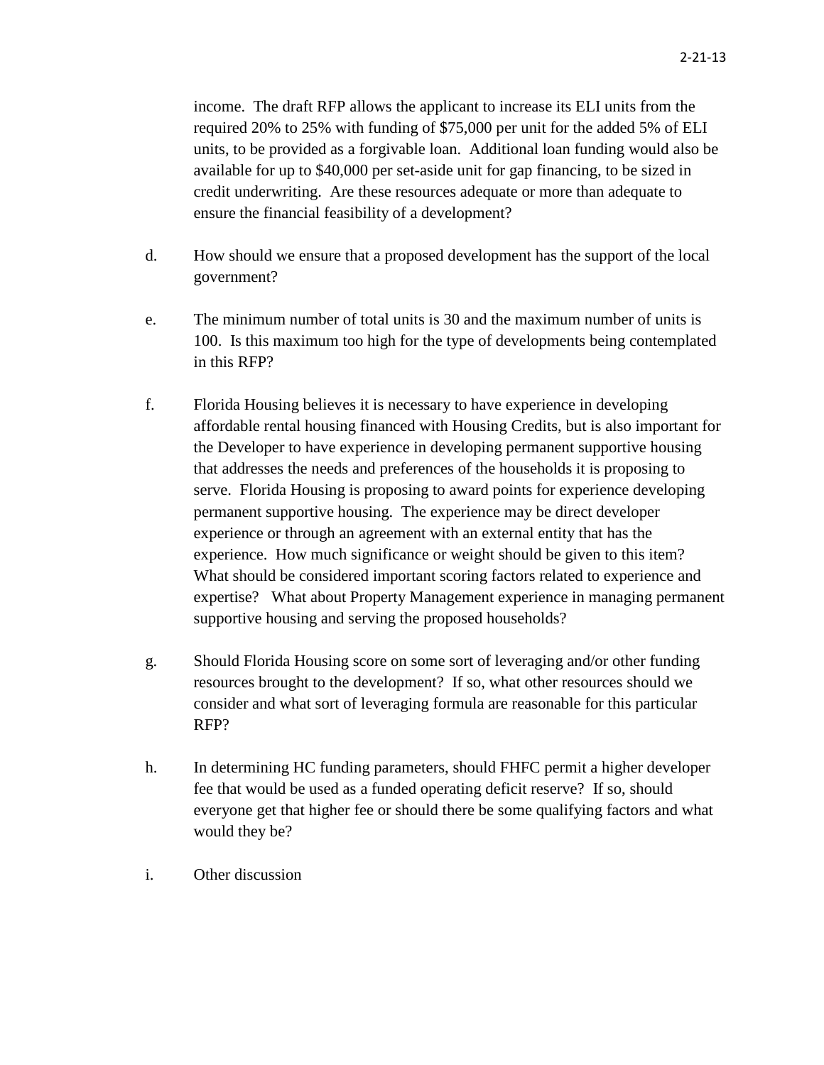income. The draft RFP allows the applicant to increase its ELI units from the required 20% to 25% with funding of $75,000 per unit for the added 5% of ELI units, to be provided as a forgivable loan. Additional loan funding would also be available for up to $40,000 per set-aside unit for gap financing, to be sized in credit underwriting. Are these resources adequate or more than adequate to ensure the financial feasibility of a development?

d. How should we ensure that a proposed development has the support of the local government?

e. The minimum number of total units is 30 and the maximum number of units is 100. Is this maximum too high for the type of developments being contemplated in this RFP?

f. Florida Housing believes it is necessary to have experience in developing affordable rental housing financed with Housing Credits, but is also important for the Developer to have experience in developing permanent supportive housing that addresses the needs and preferences of the households it is proposing to serve. Florida Housing is proposing to award points for experience developing permanent supportive housing. The experience may be direct developer experience or through an agreement with an external entity that has the experience. How much significance or weight should be given to this item? What should be considered important scoring factors related to experience and expertise? What about Property Management experience in managing permanent supportive housing and serving the proposed households?

g. Should Florida Housing score on some sort of leveraging and/or other funding resources brought to the development? If so, what other resources should we consider and what sort of leveraging formula are reasonable for this particular RFP?

h. In determining HC funding parameters, should FHFC permit a higher developer fee that would be used as a funded operating deficit reserve? If so, should everyone get that higher fee or should there be some qualifying factors and what would they be?

i. Other discussion